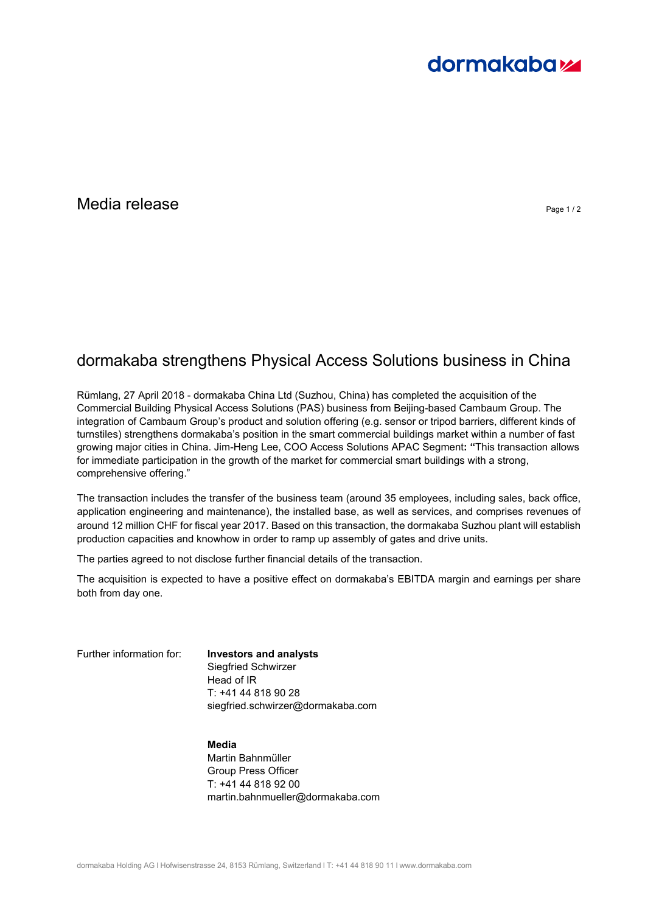dormakaba

Media release

# dormakaba strengthens Physical Access Solutions business in China

Rümlang, 27 April 2018 - dormakaba China Ltd (Suzhou, China) has completed the acquisition of the Commercial Building Physical Access Solutions (PAS) business from Beijing-based Cambaum Group. The integration of Cambaum Group's product and solution offering (e.g. sensor or tripod barriers, different kinds of turnstiles) strengthens dormakaba's position in the smart commercial buildings market within a number of fast growing major cities in China. Jim-Heng Lee, COO Access Solutions APAC Segment**: "**This transaction allows for immediate participation in the growth of the market for commercial smart buildings with a strong, comprehensive offering."

The transaction includes the transfer of the business team (around 35 employees, including sales, back office, application engineering and maintenance), the installed base, as well as services, and comprises revenues of around 12 million CHF for fiscal year 2017. Based on this transaction, the dormakaba Suzhou plant will establish production capacities and knowhow in order to ramp up assembly of gates and drive units.

The parties agreed to not disclose further financial details of the transaction.

The acquisition is expected to have a positive effect on dormakaba's EBITDA margin and earnings per share both from day one.

Further information for:

**Investors and analysts**
Siegfried Schwirzer
Head of IR
T: +41 44 818 90 28
siegfried.schwirzer@dormakaba.com

**Media**
Martin Bahnmüller
Group Press Officer
T: +41 44 818 92 00
martin.bahnmueller@dormakaba.com

dormakaba Holding AG I Hofwisenstrasse 24, 8153 Rümlang, Switzerland I T: +41 44 818 90 11 I www.dormakaba.com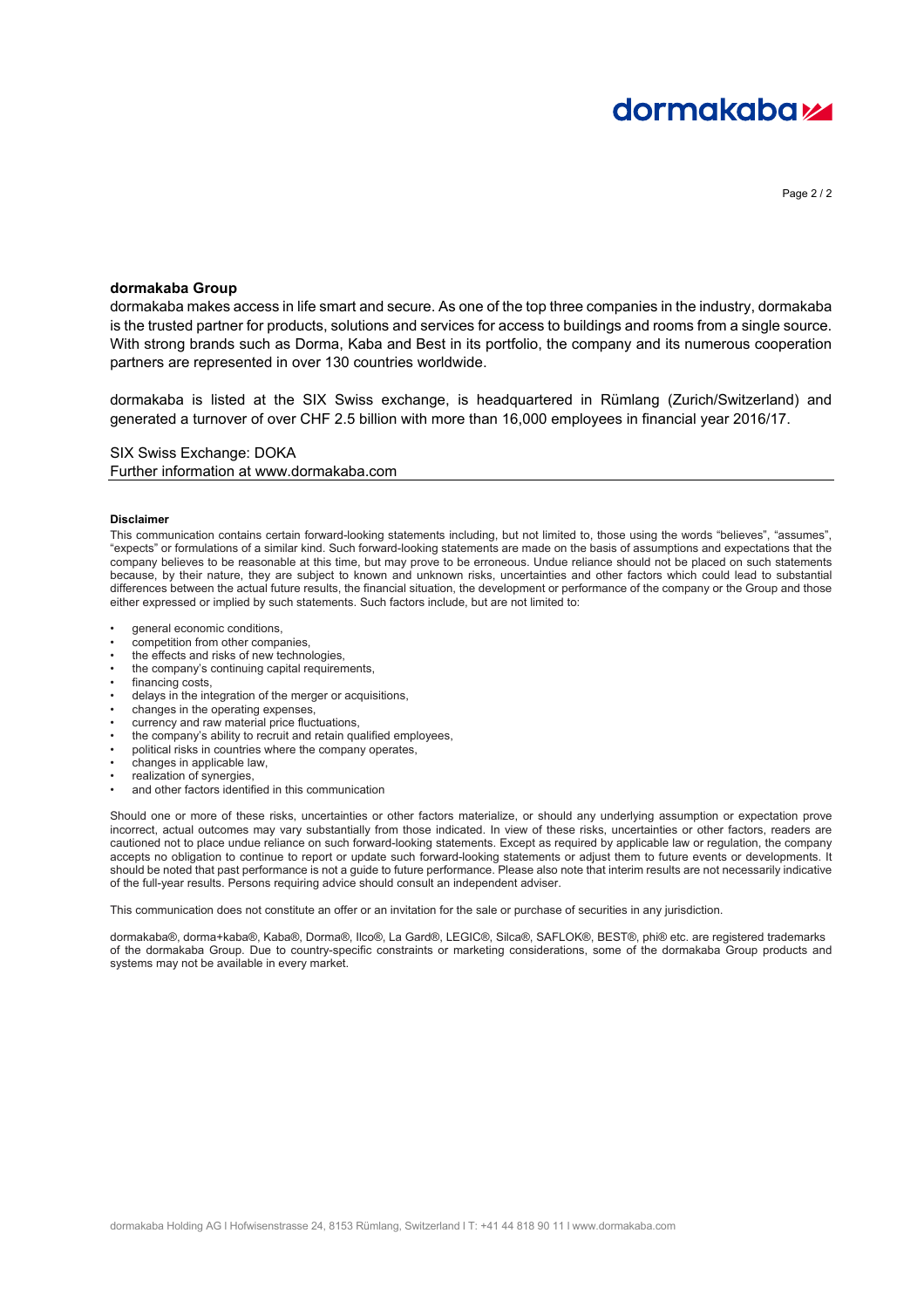## dormakaba Group

dormakaba makes access in life smart and secure. As one of the top three companies in the industry, dormakaba is the trusted partner for products, solutions and services for access to buildings and rooms from a single source. With strong brands such as Dorma, Kaba and Best in its portfolio, the company and its numerous cooperation partners are represented in over 130 countries worldwide.

dormakaba is listed at the SIX Swiss exchange, is headquartered in Rümlang (Zurich/Switzerland) and generated a turnover of over CHF 2.5 billion with more than 16,000 employees in financial year 2016/17.

SIX Swiss Exchange: DOKA
Further information at www.dormakaba.com

---

**Disclaimer**

This communication contains certain forward-looking statements including, but not limited to, those using the words “believes”, “assumes”, “expects” or formulations of a similar kind. Such forward-looking statements are made on the basis of assumptions and expectations that the company believes to be reasonable at this time, but may prove to be erroneous. Undue reliance should not be placed on such statements because, by their nature, they are subject to known and unknown risks, uncertainties and other factors which could lead to substantial differences between the actual future results, the financial situation, the development or performance of the company or the Group and those either expressed or implied by such statements. Such factors include, but are not limited to:

- general economic conditions,
- competition from other companies,
- the effects and risks of new technologies,
- the company’s continuing capital requirements,
- financing costs,
- delays in the integration of the merger or acquisitions,
- changes in the operating expenses,
- currency and raw material price fluctuations,
- the company’s ability to recruit and retain qualified employees,
- political risks in countries where the company operates,
- changes in applicable law,
- realization of synergies,
- and other factors identified in this communication

Should one or more of these risks, uncertainties or other factors materialize, or should any underlying assumption or expectation prove incorrect, actual outcomes may vary substantially from those indicated. In view of these risks, uncertainties or other factors, readers are cautioned not to place undue reliance on such forward-looking statements. Except as required by applicable law or regulation, the company accepts no obligation to continue to report or update such forward-looking statements or adjust them to future events or developments. It should be noted that past performance is not a guide to future performance. Please also note that interim results are not necessarily indicative of the full-year results. Persons requiring advice should consult an independent adviser.

This communication does not constitute an offer or an invitation for the sale or purchase of securities in any jurisdiction.

dormakaba®, dorma+kaba®, Kaba®, Dorma®, Ilco®, La Gard®, LEGIC®, Silca®, SAFLOK®, BEST®, phi® etc. are registered trademarks of the dormakaba Group. Due to country-specific constraints or marketing considerations, some of the dormakaba Group products and systems may not be available in every market.

dormakaba Holding AG I Hofwisenstrasse 24, 8153 Rümlang, Switzerland I T: +41 44 818 90 11 I www.dormakaba.com